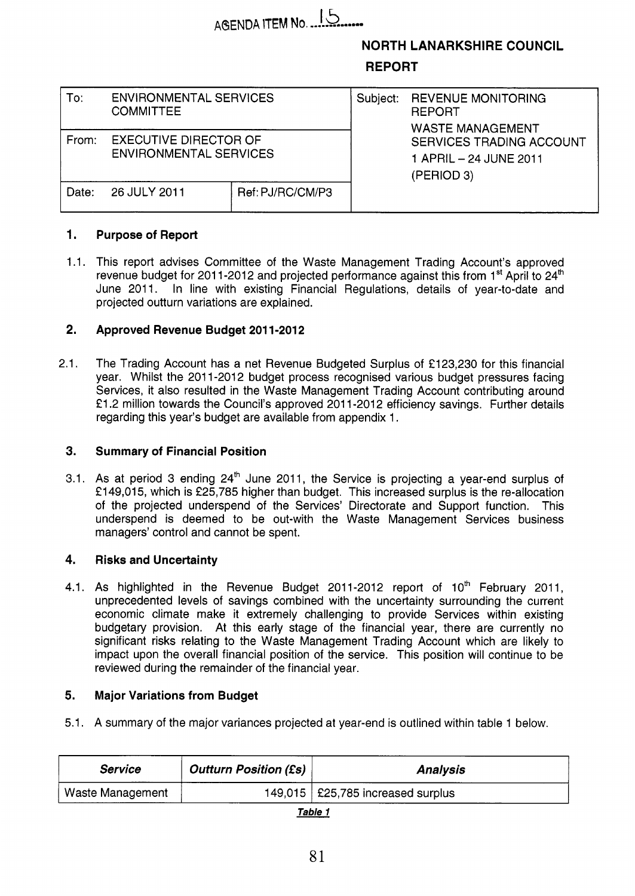AGENDA ITEM No. 15

**NORTH LANARKSHIRE COUNCIL**

**REPORT**

| To: ENVIRONMENTAL SERVICES COMMITTEE | | Subject: REVENUE MONITORING REPORT WASTE MANAGEMENT SERVICES TRADING ACCOUNT 1 APRIL – 24 JUNE 2011 (PERIOD 3) |
|---|---|---|
| From: EXECUTIVE DIRECTOR OF ENVIRONMENTAL SERVICES | | |
| Date: 26 JULY 2011 | Ref: PJ/RC/CM/P3 | |

## 1. Purpose of Report

1.1. This report advises Committee of the Waste Management Trading Account's approved revenue budget for 2011-2012 and projected performance against this from 1st April to 24th June 2011. In line with existing Financial Regulations, details of year-to-date and projected outturn variations are explained.

## 2. Approved Revenue Budget 2011-2012

2.1. The Trading Account has a net Revenue Budgeted Surplus of £123,230 for this financial year. Whilst the 2011-2012 budget process recognised various budget pressures facing Services, it also resulted in the Waste Management Trading Account contributing around £1.2 million towards the Council's approved 2011-2012 efficiency savings. Further details regarding this year's budget are available from appendix 1.

## 3. Summary of Financial Position

3.1. As at period 3 ending 24th June 2011, the Service is projecting a year-end surplus of £149,015, which is £25,785 higher than budget. This increased surplus is the re-allocation of the projected underspend of the Services' Directorate and Support function. This underspend is deemed to be out-with the Waste Management Services business managers' control and cannot be spent.

## 4. Risks and Uncertainty

4.1. As highlighted in the Revenue Budget 2011-2012 report of 10th February 2011, unprecedented levels of savings combined with the uncertainty surrounding the current economic climate make it extremely challenging to provide Services within existing budgetary provision. At this early stage of the financial year, there are currently no significant risks relating to the Waste Management Trading Account which are likely to impact upon the overall financial position of the service. This position will continue to be reviewed during the remainder of the financial year.

## 5. Major Variations from Budget

5.1. A summary of the major variances projected at year-end is outlined within table 1 below.

| *Service* | *Outturn Position (£s)* | *Analysis* |
|---|---|---|
| Waste Management | 149,015 | £25,785 increased surplus |

***Table 1***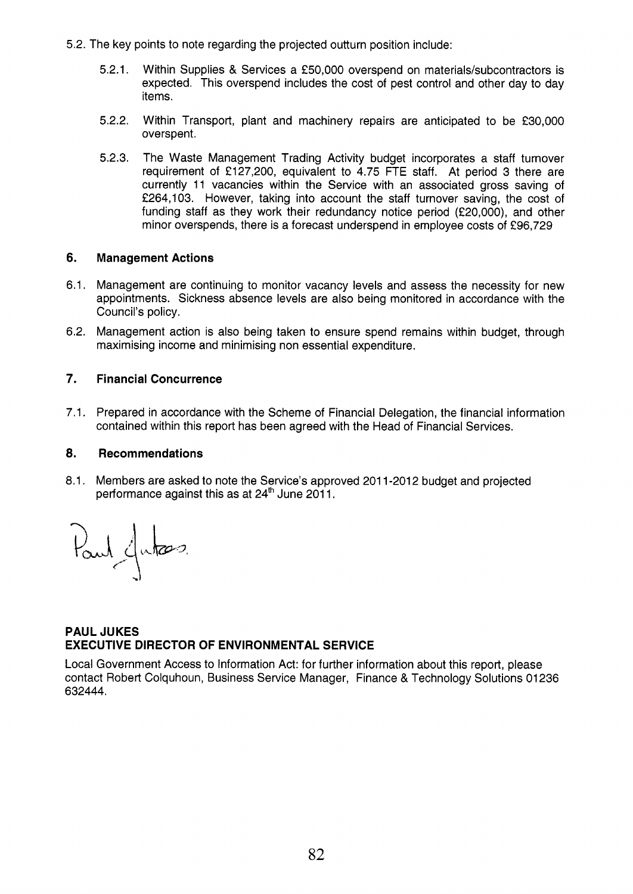5.2. The key points to note regarding the projected outturn position include:

5.2.1. Within Supplies & Services a £50,000 overspend on materials/subcontractors is expected. This overspend includes the cost of pest control and other day to day items.

5.2.2. Within Transport, plant and machinery repairs are anticipated to be £30,000 overspent.

5.2.3. The Waste Management Trading Activity budget incorporates a staff turnover requirement of £127,200, equivalent to 4.75 FTE staff. At period 3 there are currently 11 vacancies within the Service with an associated gross saving of £264,103. However, taking into account the staff turnover saving, the cost of funding staff as they work their redundancy notice period (£20,000), and other minor overspends, there is a forecast underspend in employee costs of £96,729

## 6. Management Actions

6.1. Management are continuing to monitor vacancy levels and assess the necessity for new appointments. Sickness absence levels are also being monitored in accordance with the Council's policy.

6.2. Management action is also being taken to ensure spend remains within budget, through maximising income and minimising non essential expenditure.

## 7. Financial Concurrence

7.1. Prepared in accordance with the Scheme of Financial Delegation, the financial information contained within this report has been agreed with the Head of Financial Services.

## 8. Recommendations

8.1. Members are asked to note the Service's approved 2011-2012 budget and projected performance against this as at 24th June 2011.

Paul Jukes

**PAUL JUKES**
**EXECUTIVE DIRECTOR OF ENVIRONMENTAL SERVICE**

Local Government Access to Information Act: for further information about this report, please contact Robert Colquhoun, Business Service Manager, Finance & Technology Solutions 01236 632444.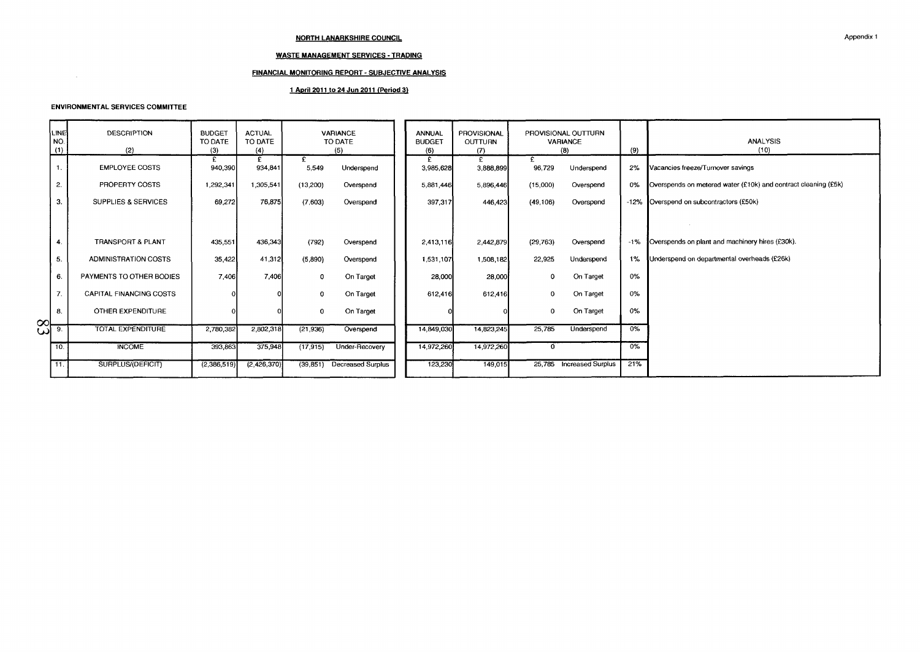Appendix 1

**NORTH LANARKSHIRE COUNCIL**

**WASTE MANAGEMENT SERVICES - TRADING**

**FINANCIAL MONITORING REPORT - SUBJECTIVE ANALYSIS**

**1 April 2011 to 24 Jun 2011 (Period 3)**

**ENVIRONMENTAL SERVICES COMMITTEE**

| LINE NO. (1) | DESCRIPTION (2) | BUDGET TO DATE (3) | ACTUAL TO DATE (4) | VARIANCE TO DATE (5) | | ANNUAL BUDGET (6) | PROVISIONAL OUTTURN (7) | PROVISIONAL OUTTURN VARIANCE (8) | | (9) | ANALYSIS (10) |
|---|---|---|---|---|---|---|---|---|---|---|---|
| | | £ | £ | £ | | £ | £ | £ | | | |
| 1. | EMPLOYEE COSTS | 940,390 | 934,841 | 5,549 | Underspend | 3,985,628 | 3,888,899 | 96,729 | Underspend | 2% | Vacancies freeze/Turnover savings |
| 2. | PROPERTY COSTS | 1,292,341 | 1,305,541 | (13,200) | Overspend | 5,881,446 | 5,896,446 | (15,000) | Overspend | 0% | Overspends on metered water (£10k) and contract cleaning (£5k) |
| 3. | SUPPLIES & SERVICES | 69,272 | 76,875 | (7,603) | Overspend | 397,317 | 446,423 | (49,106) | Overspend | -12% | Overspend on subcontractors (£50k) |
| 4. | TRANSPORT & PLANT | 435,551 | 436,343 | (792) | Overspend | 2,413,116 | 2,442,879 | (29,763) | Overspend | -1% | Overspends on plant and machinery hires (£30k). |
| 5. | ADMINISTRATION COSTS | 35,422 | 41,312 | (5,890) | Overspend | 1,531,107 | 1,508,182 | 22,925 | Underspend | 1% | Underspend on departmental overheads (£26k) |
| 6. | PAYMENTS TO OTHER BODIES | 7,406 | 7,406 | 0 | On Target | 28,000 | 28,000 | 0 | On Target | 0% | |
| 7. | CAPITAL FINANCING COSTS | 0 | 0 | 0 | On Target | 612,416 | 612,416 | 0 | On Target | 0% | |
| 8. | OTHER EXPENDITURE | 0 | 0 | 0 | On Target | 0 | 0 | 0 | On Target | 0% | |
| 9. | TOTAL EXPENDITURE | 2,780,382 | 2,802,318 | (21,936) | Overspend | 14,849,030 | 14,823,245 | 25,785 | Underspend | 0% | |
| 10. | INCOME | 393,863 | 375,948 | (17,915) | Under-Recovery | 14,972,260 | 14,972,260 | 0 | | 0% | |
| 11. | SURPLUS/(DEFICIT) | (2,386,519) | (2,426,370) | (39,851) | Decreased Surplus | 123,230 | 149,015 | 25,785 | Increased Surplus | 21% | |